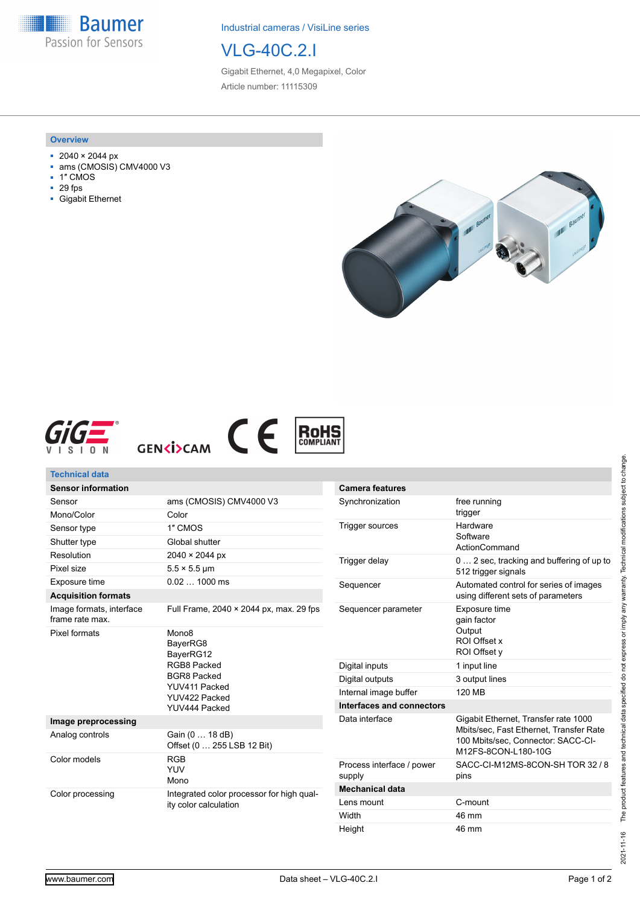Industrial cameras / VisiLine series

# VLG-40C.2.I

Gigabit Ethernet, 4,0 Megapixel, Color

Article number: 11115309

## Overview

- 2040 × 2044 px
- ams (CMOSIS) CMV4000 V3
- 1″ CMOS
- 29 fps
- Gigabit Ethernet

## Technical data

| Sensor information | |
|---|---|
| Sensor | ams (CMOSIS) CMV4000 V3 |
| Mono/Color | Color |
| Sensor type | 1″ CMOS |
| Shutter type | Global shutter |
| Resolution | 2040 × 2044 px |
| Pixel size | 5.5 × 5.5 µm |
| Exposure time | 0.02 … 1000 ms |
| **Acquisition formats** | |
| Image formats, interface frame rate max. | Full Frame, 2040 × 2044 px, max. 29 fps |
| Pixel formats | Mono8<br>BayerRG8<br>BayerRG12<br>RGB8 Packed<br>BGR8 Packed<br>YUV411 Packed<br>YUV422 Packed<br>YUV444 Packed |
| **Image preprocessing** | |
| Analog controls | Gain (0 … 18 dB)<br>Offset (0 … 255 LSB 12 Bit) |
| Color models | RGB<br>YUV<br>Mono |
| Color processing | Integrated color processor for high quality color calculation |

| Camera features | |
|---|---|
| Synchronization | free running<br>trigger |
| Trigger sources | Hardware<br>Software<br>ActionCommand |
| Trigger delay | 0 … 2 sec, tracking and buffering of up to 512 trigger signals |
| Sequencer | Automated control for series of images using different sets of parameters |
| Sequencer parameter | Exposure time<br>gain factor<br>Output<br>ROI Offset x<br>ROI Offset y |
| Digital inputs | 1 input line |
| Digital outputs | 3 output lines |
| Internal image buffer | 120 MB |
| **Interfaces and connectors** | |
| Data interface | Gigabit Ethernet, Transfer rate 1000 Mbits/sec, Fast Ethernet, Transfer Rate 100 Mbits/sec, Connector: SACC-CI-M12FS-8CON-L180-10G |
| Process interface / power supply | SACC-CI-M12MS-8CON-SH TOR 32 / 8 pins |
| **Mechanical data** | |
| Lens mount | C-mount |
| Width | 46 mm |
| Height | 46 mm |

2021-11-16 The product features and technical data specified do not express or imply any warranty. Technical modifications subject to change.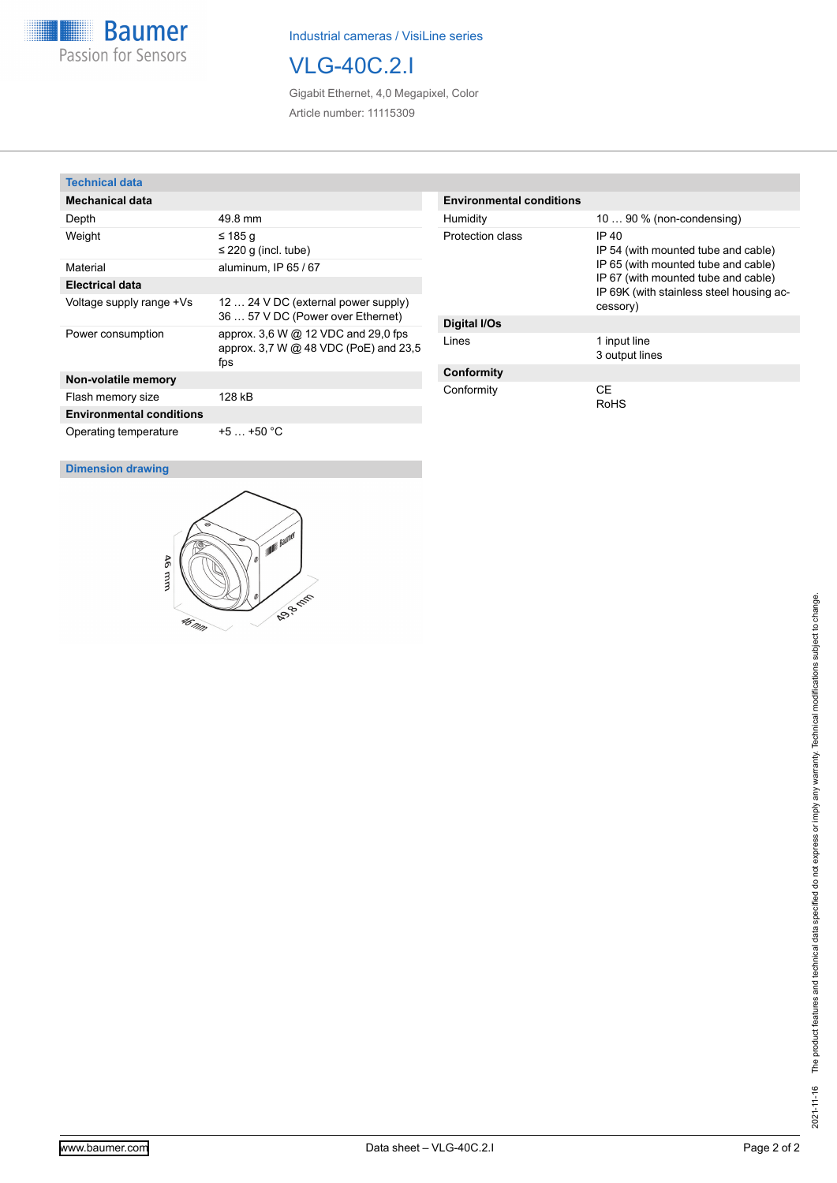Industrial cameras / VisiLine series

# VLG-40C.2.I

Gigabit Ethernet, 4,0 Megapixel, Color

Article number: 11115309

## Technical data

| | |
|---|---|
| **Mechanical data** | |
| Depth | 49.8 mm |
| Weight | ≤ 185 g<br>≤ 220 g (incl. tube) |
| Material | aluminum, IP 65 / 67 |
| **Electrical data** | |
| Voltage supply range +Vs | 12 … 24 V DC (external power supply)<br>36 … 57 V DC (Power over Ethernet) |
| Power consumption | approx. 3,6 W @ 12 VDC and 29,0 fps<br>approx. 3,7 W @ 48 VDC (PoE) and 23,5 fps |
| **Non-volatile memory** | |
| Flash memory size | 128 kB |
| **Environmental conditions** | |
| Operating temperature | +5 … +50 °C |

| | |
|---|---|
| **Environmental conditions** | |
| Humidity | 10 … 90 % (non-condensing) |
| Protection class | IP 40<br>IP 54 (with mounted tube and cable)<br>IP 65 (with mounted tube and cable)<br>IP 67 (with mounted tube and cable)<br>IP 69K (with stainless steel housing accessory) |
| **Digital I/Os** | |
| Lines | 1 input line<br>3 output lines |
| **Conformity** | |
| Conformity | CE<br>RoHS |

## Dimension drawing

46 mm
46 mm
49,8 mm

The product features and technical data specified do not express or imply any warranty. Technical modifications subject to change.

2021-11-16

www.baumer.com

Data sheet – VLG-40C.2.I